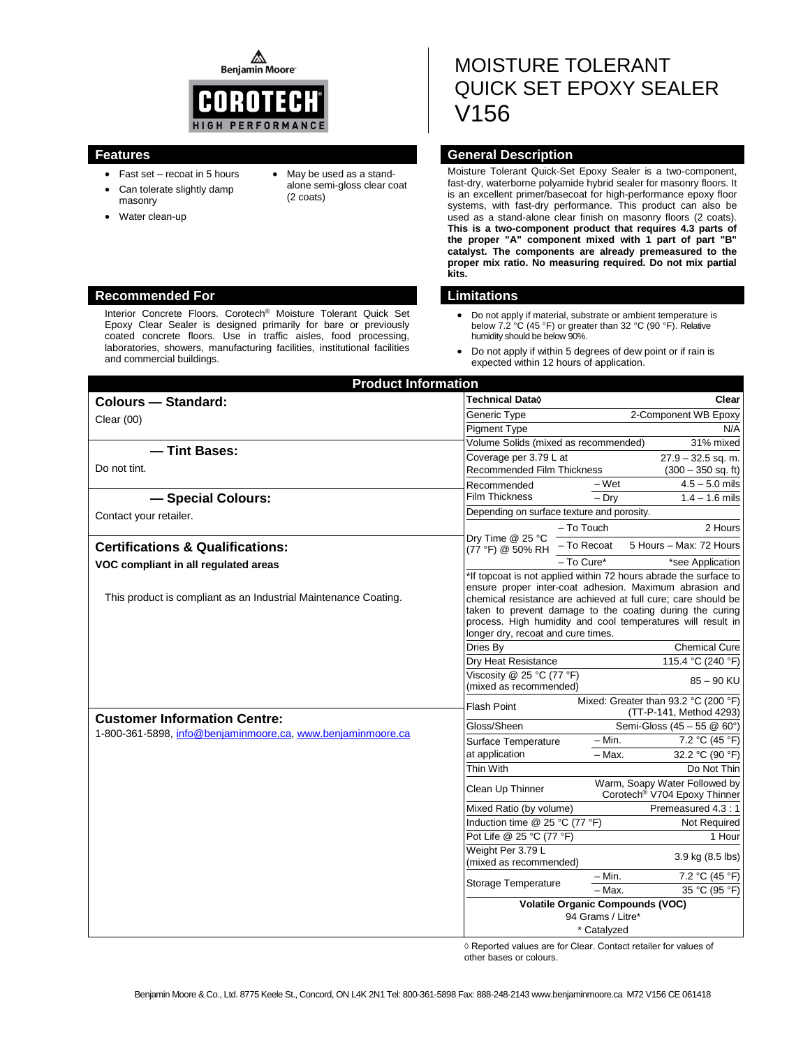Benjamin Moore

COROTECH® HIGH PERFORMANCE

# MOISTURE TOLERANT QUICK SET EPOXY SEALER V156

## Features

- Fast set – recoat in 5 hours
- Can tolerate slightly damp masonry
- Water clean-up
- May be used as a stand-alone semi-gloss clear coat (2 coats)

## General Description

Moisture Tolerant Quick-Set Epoxy Sealer is a two-component, fast-dry, waterborne polyamide hybrid sealer for masonry floors. It is an excellent primer/basecoat for high-performance epoxy floor systems, with fast-dry performance. This product can also be used as a stand-alone clear finish on masonry floors (2 coats). **This is a two-component product that requires 4.3 parts of the proper "A" component mixed with 1 part of part "B" catalyst. The components are already premeasured to the proper mix ratio. No measuring required. Do not mix partial kits.**

## Recommended For

Interior Concrete Floors. Corotech® Moisture Tolerant Quick Set Epoxy Clear Sealer is designed primarily for bare or previously coated concrete floors. Use in traffic aisles, food processing, laboratories, showers, manufacturing facilities, institutional facilities and commercial buildings.

## Limitations

- Do not apply if material, substrate or ambient temperature is below 7.2 °C (45 °F) or greater than 32 °C (90 °F). Relative humidity should be below 90%.
- Do not apply if within 5 degrees of dew point or if rain is expected within 12 hours of application.

## Product Information

### Colours — Standard:

Clear (00)

### — Tint Bases:

Do not tint.

### — Special Colours:

Contact your retailer.

### Certifications & Qualifications:

**VOC compliant in all regulated areas**

This product is compliant as an Industrial Maintenance Coating.

### Customer Information Centre:

1-800-361-5898, info@benjaminmoore.ca, www.benjaminmoore.ca

| Technical Data◊ | | Clear |
|---|---|---|
| Generic Type | | 2-Component WB Epoxy |
| Pigment Type | | N/A |
| Volume Solids (mixed as recommended) | | 31% mixed |
| Coverage per 3.79 L at Recommended Film Thickness | | 27.9 – 32.5 sq. m. (300 – 350 sq. ft) |
| Recommended Film Thickness | – Wet | 4.5 – 5.0 mils |
| | – Dry | 1.4 – 1.6 mils |
| Depending on surface texture and porosity. | | |
| Dry Time @ 25 °C (77 °F) @ 50% RH | – To Touch | 2 Hours |
| | – To Recoat | 5 Hours – Max: 72 Hours |
| | – To Cure* | *see Application |
| *If topcoat is not applied within 72 hours abrade the surface to ensure proper inter-coat adhesion. Maximum abrasion and chemical resistance are achieved at full cure; care should be taken to prevent damage to the coating during the curing process. High humidity and cool temperatures will result in longer dry, recoat and cure times. | | |
| Dries By | | Chemical Cure |
| Dry Heat Resistance | | 115.4 °C (240 °F) |
| Viscosity @ 25 °C (77 °F) (mixed as recommended) | | 85 – 90 KU |
| Flash Point | | Mixed: Greater than 93.2 °C (200 °F) (TT-P-141, Method 4293) |
| Gloss/Sheen | | Semi-Gloss (45 – 55 @ 60°) |
| Surface Temperature at application | – Min. | 7.2 °C (45 °F) |
| | – Max. | 32.2 °C (90 °F) |
| Thin With | | Do Not Thin |
| Clean Up Thinner | | Warm, Soapy Water Followed by Corotech® V704 Epoxy Thinner |
| Mixed Ratio (by volume) | | Premeasured 4.3 : 1 |
| Induction time @ 25 °C (77 °F) | | Not Required |
| Pot Life @ 25 °C (77 °F) | | 1 Hour |
| Weight Per 3.79 L (mixed as recommended) | | 3.9 kg (8.5 lbs) |
| Storage Temperature | – Min. | 7.2 °C (45 °F) |
| | – Max. | 35 °C (95 °F) |
| **Volatile Organic Compounds (VOC)** | | |
| 94 Grams / Litre* | | |
| * Catalyzed | | |

◊ Reported values are for Clear. Contact retailer for values of other bases or colours.

Benjamin Moore & Co., Ltd. 8775 Keele St., Concord, ON L4K 2N1 Tel: 800-361-5898 Fax: 888-248-2143 www.benjaminmoore.ca M72 V156 CE 061418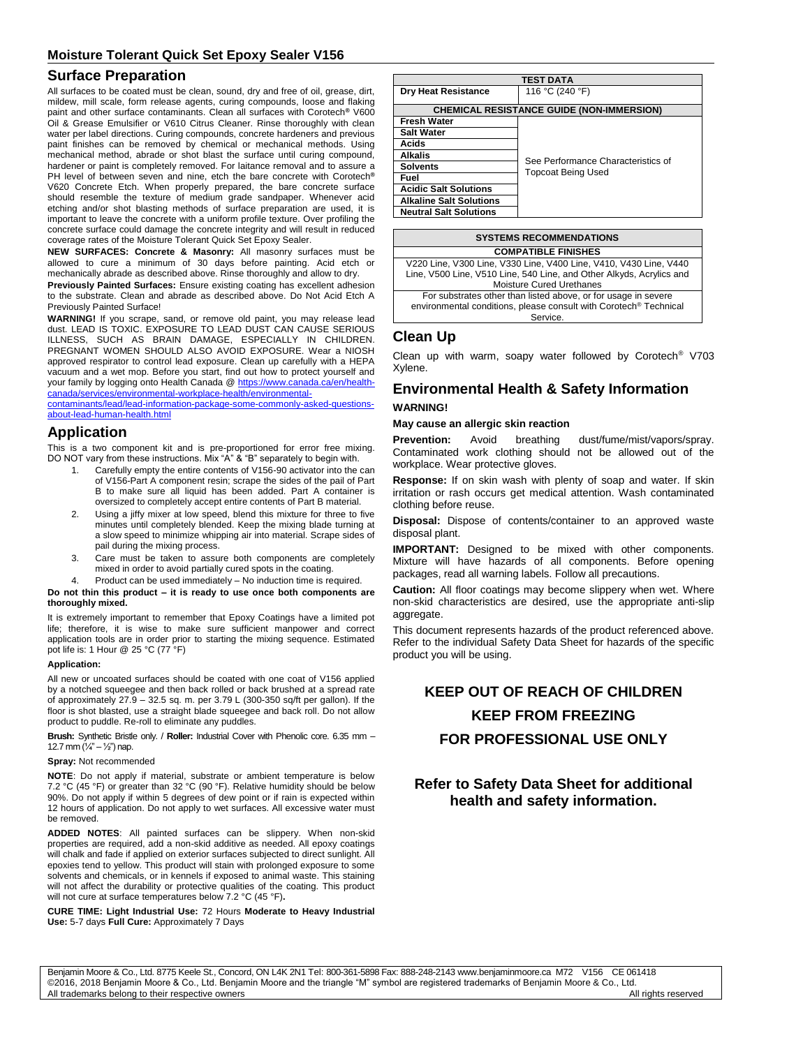# Moisture Tolerant Quick Set Epoxy Sealer V156

## Surface Preparation

All surfaces to be coated must be clean, sound, dry and free of oil, grease, dirt, mildew, mill scale, form release agents, curing compounds, loose and flaking paint and other surface contaminants. Clean all surfaces with Corotech® V600 Oil & Grease Emulsifier or V610 Citrus Cleaner. Rinse thoroughly with clean water per label directions. Curing compounds, concrete hardeners and previous paint finishes can be removed by chemical or mechanical methods. Using mechanical method, abrade or shot blast the surface until curing compound, hardener or paint is completely removed. For laitance removal and to assure a PH level of between seven and nine, etch the bare concrete with Corotech® V620 Concrete Etch. When properly prepared, the bare concrete surface should resemble the texture of medium grade sandpaper. Whenever acid etching and/or shot blasting methods of surface preparation are used, it is important to leave the concrete with a uniform profile texture. Over profiling the concrete surface could damage the concrete integrity and will result in reduced coverage rates of the Moisture Tolerant Quick Set Epoxy Sealer.

**NEW SURFACES: Concrete & Masonry:** All masonry surfaces must be allowed to cure a minimum of 30 days before painting. Acid etch or mechanically abrade as described above. Rinse thoroughly and allow to dry.

**Previously Painted Surfaces:** Ensure existing coating has excellent adhesion to the substrate. Clean and abrade as described above. Do Not Acid Etch A Previously Painted Surface!

**WARNING!** If you scrape, sand, or remove old paint, you may release lead dust. LEAD IS TOXIC. EXPOSURE TO LEAD DUST CAN CAUSE SERIOUS ILLNESS, SUCH AS BRAIN DAMAGE, ESPECIALLY IN CHILDREN. PREGNANT WOMEN SHOULD ALSO AVOID EXPOSURE. Wear a NIOSH approved respirator to control lead exposure. Clean up carefully with a HEPA vacuum and a wet mop. Before you start, find out how to protect yourself and your family by logging onto Health Canada @ https://www.canada.ca/en/health-canada/services/environmental-workplace-health/environmental-contaminants/lead/lead-information-package-some-commonly-asked-questions-about-lead-human-health.html

## Application

This is a two component kit and is pre-proportioned for error free mixing. DO NOT vary from these instructions. Mix "A" & "B" separately to begin with.

1. Carefully empty the entire contents of V156-90 activator into the can of V156-Part A component resin; scrape the sides of the pail of Part B to make sure all liquid has been added. Part A container is oversized to completely accept entire contents of Part B material.
2. Using a jiffy mixer at low speed, blend this mixture for three to five minutes until completely blended. Keep the mixing blade turning at a slow speed to minimize whipping air into material. Scrape sides of pail during the mixing process.
3. Care must be taken to assure both components are completely mixed in order to avoid partially cured spots in the coating.
4. Product can be used immediately – No induction time is required.

**Do not thin this product – it is ready to use once both components are thoroughly mixed.**

It is extremely important to remember that Epoxy Coatings have a limited pot life; therefore, it is wise to make sure sufficient manpower and correct application tools are in order prior to starting the mixing sequence. Estimated pot life is: 1 Hour @ 25 °C (77 °F)

**Application:**

All new or uncoated surfaces should be coated with one coat of V156 applied by a notched squeegee and then back rolled or back brushed at a spread rate of approximately 27.9 – 32.5 sq. m. per 3.79 L (300-350 sq/ft per gallon). If the floor is shot blasted, use a straight blade squeegee and back roll. Do not allow product to puddle. Re-roll to eliminate any puddles.

**Brush:** Synthetic Bristle only. / **Roller:** Industrial Cover with Phenolic core. 6.35 mm – 12.7 mm (¼" – ½") nap.

**Spray:** Not recommended

**NOTE**: Do not apply if material, substrate or ambient temperature is below 7.2 °C (45 °F) or greater than 32 °C (90 °F). Relative humidity should be below 90%. Do not apply if within 5 degrees of dew point or if rain is expected within 12 hours of application. Do not apply to wet surfaces. All excessive water must be removed.

**ADDED NOTES**: All painted surfaces can be slippery. When non-skid properties are required, add a non-skid additive as needed. All epoxy coatings will chalk and fade if applied on exterior surfaces subjected to direct sunlight. All epoxies tend to yellow. This product will stain with prolonged exposure to some solvents and chemicals, or in kennels if exposed to animal waste. This staining will not affect the durability or protective qualities of the coating. This product will not cure at surface temperatures below 7.2 °C (45 °F)**.**

**CURE TIME: Light Industrial Use:** 72 Hours **Moderate to Heavy Industrial Use:** 5-7 days **Full Cure:** Approximately 7 Days

| TEST DATA | |
|---|---|
| **Dry Heat Resistance** | 116 °C (240 °F) |
| **CHEMICAL RESISTANCE GUIDE (NON-IMMERSION)** | |
| **Fresh Water** | See Performance Characteristics of Topcoat Being Used |
| **Salt Water** | |
| **Acids** | |
| **Alkalis** | |
| **Solvents** | |
| **Fuel** | |
| **Acidic Salt Solutions** | |
| **Alkaline Salt Solutions** | |
| **Neutral Salt Solutions** | |

| SYSTEMS RECOMMENDATIONS |
|---|
| **COMPATIBLE FINISHES** |
| V220 Line, V300 Line, V330 Line, V400 Line, V410, V430 Line, V440 Line, V500 Line, V510 Line, 540 Line, and Other Alkyds, Acrylics and Moisture Cured Urethanes |
| For substrates other than listed above, or for usage in severe environmental conditions, please consult with Corotech® Technical Service. |

## Clean Up

Clean up with warm, soapy water followed by Corotech® V703 Xylene.

## Environmental Health & Safety Information

**WARNING!**

**May cause an allergic skin reaction**

**Prevention:** Avoid breathing dust/fume/mist/vapors/spray. Contaminated work clothing should not be allowed out of the workplace. Wear protective gloves.

**Response:** If on skin wash with plenty of soap and water. If skin irritation or rash occurs get medical attention. Wash contaminated clothing before reuse.

**Disposal:** Dispose of contents/container to an approved waste disposal plant.

**IMPORTANT:** Designed to be mixed with other components. Mixture will have hazards of all components. Before opening packages, read all warning labels. Follow all precautions.

**Caution:** All floor coatings may become slippery when wet. Where non-skid characteristics are desired, use the appropriate anti-slip aggregate.

This document represents hazards of the product referenced above. Refer to the individual Safety Data Sheet for hazards of the specific product you will be using.

**KEEP OUT OF REACH OF CHILDREN**

**KEEP FROM FREEZING**

**FOR PROFESSIONAL USE ONLY**

**Refer to Safety Data Sheet for additional health and safety information.**

Benjamin Moore & Co., Ltd. 8775 Keele St., Concord, ON L4K 2N1 Tel: 800-361-5898 Fax: 888-248-2143 www.benjaminmoore.ca M72 V156 CE 061418
©2016, 2018 Benjamin Moore & Co., Ltd. Benjamin Moore and the triangle "M" symbol are registered trademarks of Benjamin Moore & Co., Ltd.
All trademarks belong to their respective owners All rights reserved